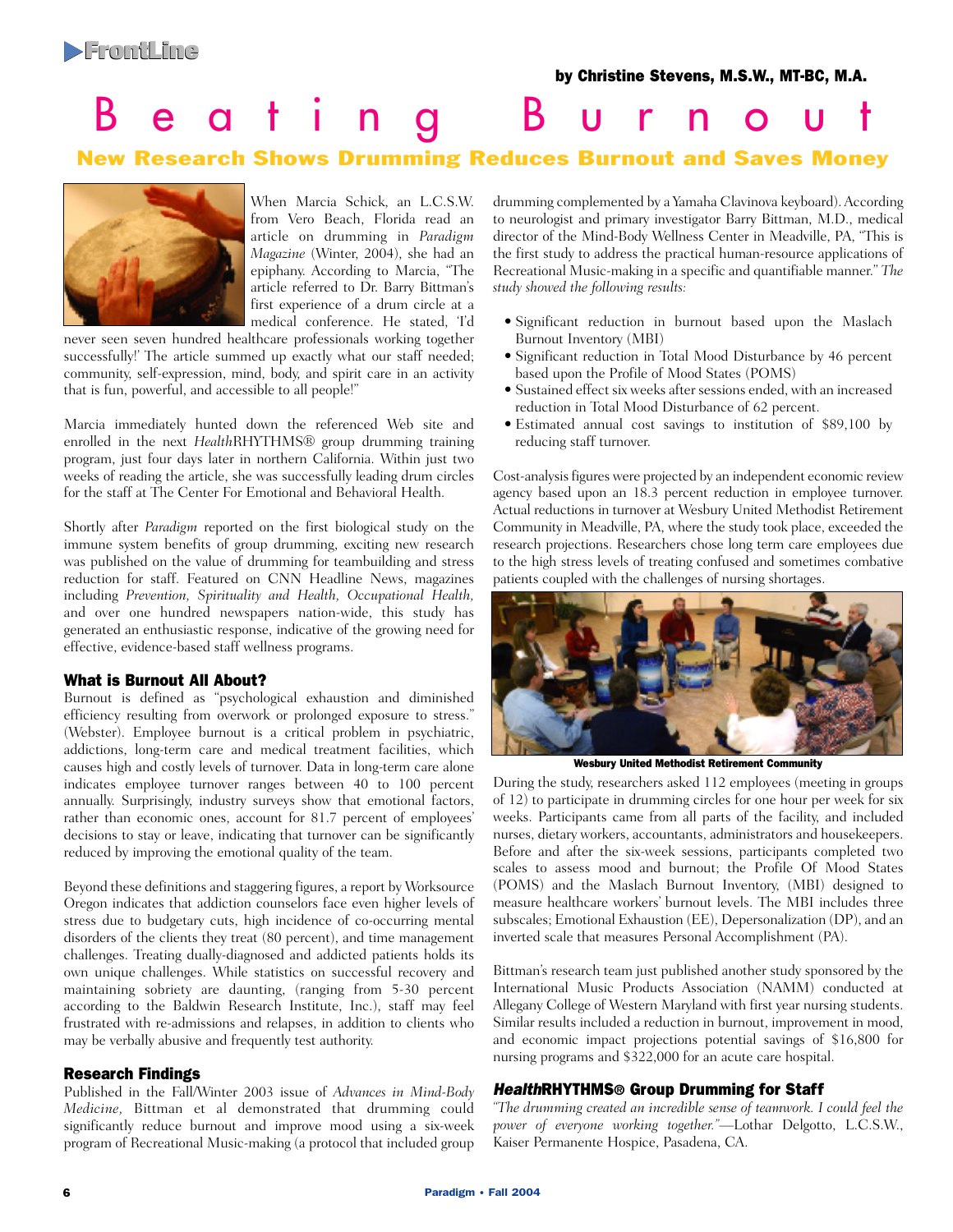FrontLine

by Christine Stevens, M.S.W., MT-BC, M.A.

# Beating Burnout

## New Research Shows Drumming Reduces Burnout and Saves Money

When Marcia Schick, an L.C.S.W. from Vero Beach, Florida read an article on drumming in *Paradigm Magazine* (Winter, 2004), she had an epiphany. According to Marcia, "The article referred to Dr. Barry Bittman's first experience of a drum circle at a medical conference. He stated, 'I'd never seen seven hundred healthcare professionals working together successfully!' The article summed up exactly what our staff needed; community, self-expression, mind, body, and spirit care in an activity that is fun, powerful, and accessible to all people!"

Marcia immediately hunted down the referenced Web site and enrolled in the next *Health*RHYTHMS® group drumming training program, just four days later in northern California. Within just two weeks of reading the article, she was successfully leading drum circles for the staff at The Center For Emotional and Behavioral Health.

Shortly after *Paradigm* reported on the first biological study on the immune system benefits of group drumming, exciting new research was published on the value of drumming for teambuilding and stress reduction for staff. Featured on CNN Headline News, magazines including *Prevention, Spirituality and Health, Occupational Health,* and over one hundred newspapers nation-wide, this study has generated an enthusiastic response, indicative of the growing need for effective, evidence-based staff wellness programs.

### What is Burnout All About?

Burnout is defined as "psychological exhaustion and diminished efficiency resulting from overwork or prolonged exposure to stress." (Webster). Employee burnout is a critical problem in psychiatric, addictions, long-term care and medical treatment facilities, which causes high and costly levels of turnover. Data in long-term care alone indicates employee turnover ranges between 40 to 100 percent annually. Surprisingly, industry surveys show that emotional factors, rather than economic ones, account for 81.7 percent of employees' decisions to stay or leave, indicating that turnover can be significantly reduced by improving the emotional quality of the team.

Beyond these definitions and staggering figures, a report by Worksource Oregon indicates that addiction counselors face even higher levels of stress due to budgetary cuts, high incidence of co-occurring mental disorders of the clients they treat (80 percent), and time management challenges. Treating dually-diagnosed and addicted patients holds its own unique challenges. While statistics on successful recovery and maintaining sobriety are daunting, (ranging from 5-30 percent according to the Baldwin Research Institute, Inc.), staff may feel frustrated with re-admissions and relapses, in addition to clients who may be verbally abusive and frequently test authority.

### Research Findings

Published in the Fall/Winter 2003 issue of *Advances in Mind-Body Medicine,* Bittman et al demonstrated that drumming could significantly reduce burnout and improve mood using a six-week program of Recreational Music-making (a protocol that included group drumming complemented by a Yamaha Clavinova keyboard). According to neurologist and primary investigator Barry Bittman, M.D., medical director of the Mind-Body Wellness Center in Meadville, PA, "This is the first study to address the practical human-resource applications of Recreational Music-making in a specific and quantifiable manner." *The study showed the following results:*

- Significant reduction in burnout based upon the Maslach Burnout Inventory (MBI)
- Significant reduction in Total Mood Disturbance by 46 percent based upon the Profile of Mood States (POMS)
- Sustained effect six weeks after sessions ended, with an increased reduction in Total Mood Disturbance of 62 percent.
- Estimated annual cost savings to institution of $89,100 by reducing staff turnover.

Cost-analysis figures were projected by an independent economic review agency based upon an 18.3 percent reduction in employee turnover. Actual reductions in turnover at Wesbury United Methodist Retirement Community in Meadville, PA, where the study took place, exceeded the research projections. Researchers chose long term care employees due to the high stress levels of treating confused and sometimes combative patients coupled with the challenges of nursing shortages.

Wesbury United Methodist Retirement Community

During the study, researchers asked 112 employees (meeting in groups of 12) to participate in drumming circles for one hour per week for six weeks. Participants came from all parts of the facility, and included nurses, dietary workers, accountants, administrators and housekeepers. Before and after the six-week sessions, participants completed two scales to assess mood and burnout; the Profile Of Mood States (POMS) and the Maslach Burnout Inventory, (MBI) designed to measure healthcare workers' burnout levels. The MBI includes three subscales; Emotional Exhaustion (EE), Depersonalization (DP), and an inverted scale that measures Personal Accomplishment (PA).

Bittman's research team just published another study sponsored by the International Music Products Association (NAMM) conducted at Allegany College of Western Maryland with first year nursing students. Similar results included a reduction in burnout, improvement in mood, and economic impact projections potential savings of $16,800 for nursing programs and $322,000 for an acute care hospital.

### *Health*RHYTHMS® Group Drumming for Staff

*"The drumming created an incredible sense of teamwork. I could feel the power of everyone working together."*—Lothar Delgotto, L.C.S.W., Kaiser Permanente Hospice, Pasadena, CA.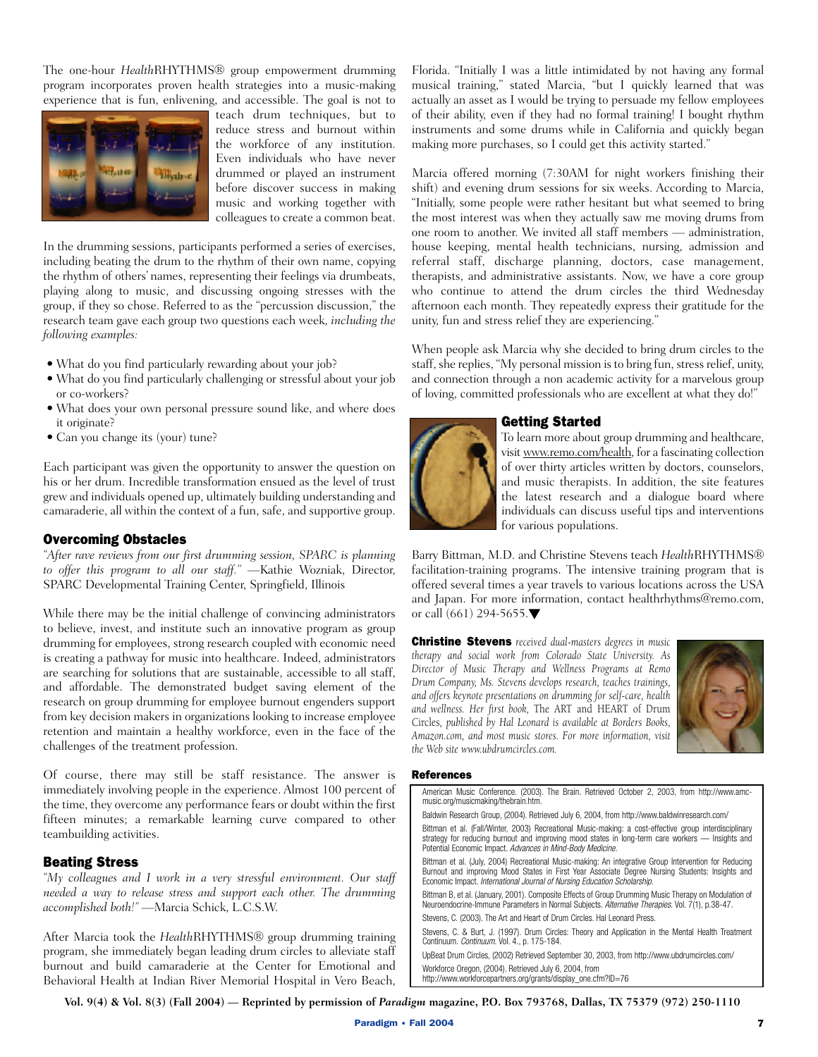The one-hour *Health*RHYTHMS® group empowerment drumming program incorporates proven health strategies into a music-making experience that is fun, enlivening, and accessible. The goal is not to teach drum techniques, but to reduce stress and burnout within the workforce of any institution. Even individuals who have never drummed or played an instrument before discover success in making music and working together with colleagues to create a common beat.

In the drumming sessions, participants performed a series of exercises, including beating the drum to the rhythm of their own name, copying the rhythm of others' names, representing their feelings via drumbeats, playing along to music, and discussing ongoing stresses with the group, if they so chose. Referred to as the "percussion discussion," the research team gave each group two questions each week, *including the following examples:*

- What do you find particularly rewarding about your job?
- What do you find particularly challenging or stressful about your job or co-workers?
- What does your own personal pressure sound like, and where does it originate?
- Can you change its (your) tune?

Each participant was given the opportunity to answer the question on his or her drum. Incredible transformation ensued as the level of trust grew and individuals opened up, ultimately building understanding and camaraderie, all within the context of a fun, safe, and supportive group.

## Overcoming Obstacles

*"After rave reviews from our first drumming session, SPARC is planning to offer this program to all our staff."* —Kathie Wozniak, Director, SPARC Developmental Training Center, Springfield, Illinois

While there may be the initial challenge of convincing administrators to believe, invest, and institute such an innovative program as group drumming for employees, strong research coupled with economic need is creating a pathway for music into healthcare. Indeed, administrators are searching for solutions that are sustainable, accessible to all staff, and affordable. The demonstrated budget saving element of the research on group drumming for employee burnout engenders support from key decision makers in organizations looking to increase employee retention and maintain a healthy workforce, even in the face of the challenges of the treatment profession.

Of course, there may still be staff resistance. The answer is immediately involving people in the experience. Almost 100 percent of the time, they overcome any performance fears or doubt within the first fifteen minutes; a remarkable learning curve compared to other teambuilding activities.

## Beating Stress

*"My colleagues and I work in a very stressful environment. Our staff needed a way to release stress and support each other. The drumming accomplished both!"* —Marcia Schick, L.C.S.W.

After Marcia took the *Health*RHYTHMS® group drumming training program, she immediately began leading drum circles to alleviate staff burnout and build camaraderie at the Center for Emotional and Behavioral Health at Indian River Memorial Hospital in Vero Beach, Florida. "Initially I was a little intimidated by not having any formal musical training," stated Marcia, "but I quickly learned that was actually an asset as I would be trying to persuade my fellow employees of their ability, even if they had no formal training! I bought rhythm instruments and some drums while in California and quickly began making more purchases, so I could get this activity started."

Marcia offered morning (7:30AM for night workers finishing their shift) and evening drum sessions for six weeks. According to Marcia, "Initially, some people were rather hesitant but what seemed to bring the most interest was when they actually saw me moving drums from one room to another. We invited all staff members — administration, house keeping, mental health technicians, nursing, admission and referral staff, discharge planning, doctors, case management, therapists, and administrative assistants. Now, we have a core group who continue to attend the drum circles the third Wednesday afternoon each month. They repeatedly express their gratitude for the unity, fun and stress relief they are experiencing."

When people ask Marcia why she decided to bring drum circles to the staff, she replies, "My personal mission is to bring fun, stress relief, unity, and connection through a non academic activity for a marvelous group of loving, committed professionals who are excellent at what they do!"

## Getting Started

To learn more about group drumming and healthcare, visit www.remo.com/health, for a fascinating collection of over thirty articles written by doctors, counselors, and music therapists. In addition, the site features the latest research and a dialogue board where individuals can discuss useful tips and interventions for various populations.

Barry Bittman, M.D. and Christine Stevens teach *Health*RHYTHMS® facilitation-training programs. The intensive training program that is offered several times a year travels to various locations across the USA and Japan. For more information, contact healthrhythms@remo.com, or call (661) 294-5655.▼

**Christine Stevens** *received dual-masters degrees in music therapy and social work from Colorado State University. As Director of Music Therapy and Wellness Programs at Remo Drum Company, Ms. Stevens develops research, teaches trainings, and offers keynote presentations on drumming for self-care, health and wellness. Her first book,* The ART and HEART of Drum Circles, *published by Hal Leonard is available at Borders Books, Amazon.com, and most music stores. For more information, visit the Web site www.ubdrumcircles.com.*

## References

American Music Conference. (2003). The Brain. Retrieved October 2, 2003, from http://www.amc-music.org/musicmaking/thebrain.htm.

Baldwin Research Group, (2004). Retrieved July 6, 2004, from http://www.baldwinresearch.com/

Bittman et al. (Fall/Winter, 2003) Recreational Music-making: a cost-effective group interdisciplinary strategy for reducing burnout and improving mood states in long-term care workers — Insights and Potential Economic Impact. *Advances in Mind-Body Medicine.*

Bittman et al. (July, 2004) Recreational Music-making: An integrative Group Intervention for Reducing Burnout and improving Mood States in First Year Associate Degree Nursing Students: Insights and Economic Impact. *International Journal of Nursing Education Scholarship.*

Bittman B, et al. (January, 2001). Composite Effects of Group Drumming Music Therapy on Modulation of Neuroendocrine-Immune Parameters in Normal Subjects. *Alternative Therapies.* Vol. 7(1), p.38-47.

Stevens, C. (2003). The Art and Heart of Drum Circles. Hal Leonard Press.

Stevens, C. & Burt, J. (1997). Drum Circles: Theory and Application in the Mental Health Treatment Continuum. *Continuum.* Vol. 4., p. 175-184.

UpBeat Drum Circles, (2002) Retrieved September 30, 2003, from http://www.ubdrumcircles.com/

Workforce Oregon, (2004). Retrieved July 6, 2004, from http://www.workforcepartners.org/grants/display_one.cfm?ID=76

**Vol. 9(4) & Vol. 8(3) (Fall 2004) — Reprinted by permission of *Paradigm* magazine, P.O. Box 793768, Dallas, TX 75379 (972) 250-1110**